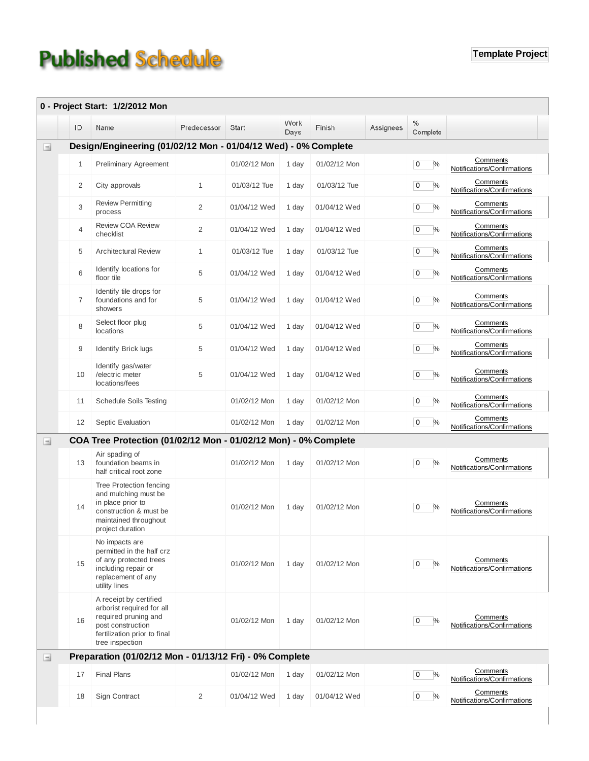# Published Schedule

**Template Project**

**0 - Project Start: 1/2/2012 Mon**

| ID | Name | Predecessor | Start | Work Days | Finish | Assignees | % Complete | |
|---|---|---|---|---|---|---|---|---|
| **Design/Engineering (01/02/12 Mon - 01/04/12 Wed) - 0% Complete** | | | | | | | | |
| 1 | Preliminary Agreement | | 01/02/12 Mon | 1 day | 01/02/12 Mon | | 0 % | Comments Notifications/Confirmations |
| 2 | City approvals | 1 | 01/03/12 Tue | 1 day | 01/03/12 Tue | | 0 % | Comments Notifications/Confirmations |
| 3 | Review Permitting process | 2 | 01/04/12 Wed | 1 day | 01/04/12 Wed | | 0 % | Comments Notifications/Confirmations |
| 4 | Review COA Review checklist | 2 | 01/04/12 Wed | 1 day | 01/04/12 Wed | | 0 % | Comments Notifications/Confirmations |
| 5 | Architectural Review | 1 | 01/03/12 Tue | 1 day | 01/03/12 Tue | | 0 % | Comments Notifications/Confirmations |
| 6 | Identify locations for floor tile | 5 | 01/04/12 Wed | 1 day | 01/04/12 Wed | | 0 % | Comments Notifications/Confirmations |
| 7 | Identify tile drops for foundations and for showers | 5 | 01/04/12 Wed | 1 day | 01/04/12 Wed | | 0 % | Comments Notifications/Confirmations |
| 8 | Select floor plug locations | 5 | 01/04/12 Wed | 1 day | 01/04/12 Wed | | 0 % | Comments Notifications/Confirmations |
| 9 | Identify Brick lugs | 5 | 01/04/12 Wed | 1 day | 01/04/12 Wed | | 0 % | Comments Notifications/Confirmations |
| 10 | Identify gas/water /electric meter locations/fees | 5 | 01/04/12 Wed | 1 day | 01/04/12 Wed | | 0 % | Comments Notifications/Confirmations |
| 11 | Schedule Soils Testing | | 01/02/12 Mon | 1 day | 01/02/12 Mon | | 0 % | Comments Notifications/Confirmations |
| 12 | Septic Evaluation | | 01/02/12 Mon | 1 day | 01/02/12 Mon | | 0 % | Comments Notifications/Confirmations |
| **COA Tree Protection (01/02/12 Mon - 01/02/12 Mon) - 0% Complete** | | | | | | | | |
| 13 | Air spading of foundation beams in half critical root zone | | 01/02/12 Mon | 1 day | 01/02/12 Mon | | 0 % | Comments Notifications/Confirmations |
| 14 | Tree Protection fencing and mulching must be in place prior to construction & must be maintained throughout project duration | | 01/02/12 Mon | 1 day | 01/02/12 Mon | | 0 % | Comments Notifications/Confirmations |
| 15 | No impacts are permitted in the half crz of any protected trees including repair or replacement of any utility lines | | 01/02/12 Mon | 1 day | 01/02/12 Mon | | 0 % | Comments Notifications/Confirmations |
| 16 | A receipt by certified arborist required for all required pruning and post construction fertilization prior to final tree inspection | | 01/02/12 Mon | 1 day | 01/02/12 Mon | | 0 % | Comments Notifications/Confirmations |
| **Preparation (01/02/12 Mon - 01/13/12 Fri) - 0% Complete** | | | | | | | | |
| 17 | Final Plans | | 01/02/12 Mon | 1 day | 01/02/12 Mon | | 0 % | Comments Notifications/Confirmations |
| 18 | Sign Contract | 2 | 01/04/12 Wed | 1 day | 01/04/12 Wed | | 0 % | Comments Notifications/Confirmations |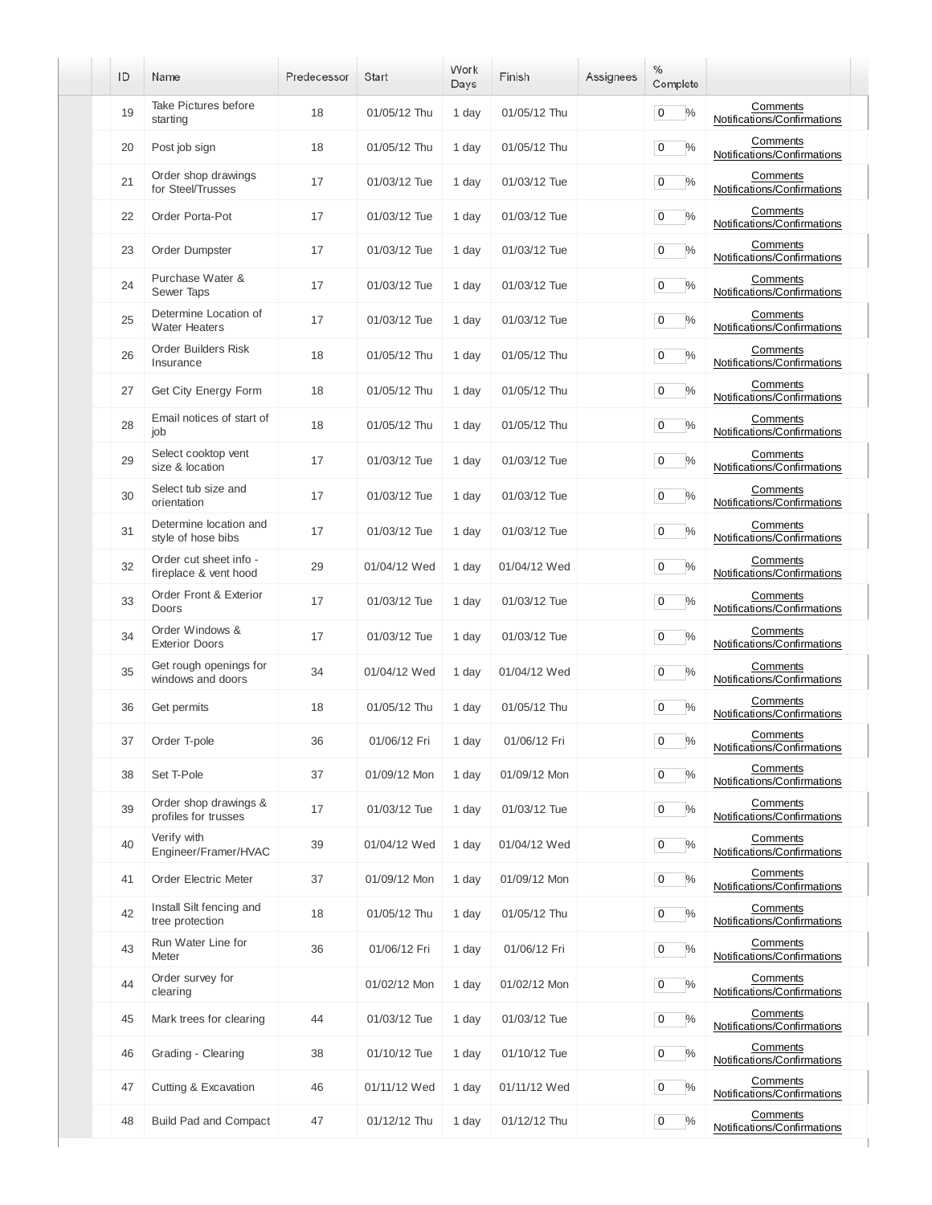| ID | Name | Predecessor | Start | Work Days | Finish | Assignees | % Complete | |
|---|---|---|---|---|---|---|---|---|
| 19 | Take Pictures before starting | 18 | 01/05/12 Thu | 1 day | 01/05/12 Thu | | 0 % | Comments Notifications/Confirmations |
| 20 | Post job sign | 18 | 01/05/12 Thu | 1 day | 01/05/12 Thu | | 0 % | Comments Notifications/Confirmations |
| 21 | Order shop drawings for Steel/Trusses | 17 | 01/03/12 Tue | 1 day | 01/03/12 Tue | | 0 % | Comments Notifications/Confirmations |
| 22 | Order Porta-Pot | 17 | 01/03/12 Tue | 1 day | 01/03/12 Tue | | 0 % | Comments Notifications/Confirmations |
| 23 | Order Dumpster | 17 | 01/03/12 Tue | 1 day | 01/03/12 Tue | | 0 % | Comments Notifications/Confirmations |
| 24 | Purchase Water & Sewer Taps | 17 | 01/03/12 Tue | 1 day | 01/03/12 Tue | | 0 % | Comments Notifications/Confirmations |
| 25 | Determine Location of Water Heaters | 17 | 01/03/12 Tue | 1 day | 01/03/12 Tue | | 0 % | Comments Notifications/Confirmations |
| 26 | Order Builders Risk Insurance | 18 | 01/05/12 Thu | 1 day | 01/05/12 Thu | | 0 % | Comments Notifications/Confirmations |
| 27 | Get City Energy Form | 18 | 01/05/12 Thu | 1 day | 01/05/12 Thu | | 0 % | Comments Notifications/Confirmations |
| 28 | Email notices of start of job | 18 | 01/05/12 Thu | 1 day | 01/05/12 Thu | | 0 % | Comments Notifications/Confirmations |
| 29 | Select cooktop vent size & location | 17 | 01/03/12 Tue | 1 day | 01/03/12 Tue | | 0 % | Comments Notifications/Confirmations |
| 30 | Select tub size and orientation | 17 | 01/03/12 Tue | 1 day | 01/03/12 Tue | | 0 % | Comments Notifications/Confirmations |
| 31 | Determine location and style of hose bibs | 17 | 01/03/12 Tue | 1 day | 01/03/12 Tue | | 0 % | Comments Notifications/Confirmations |
| 32 | Order cut sheet info - fireplace & vent hood | 29 | 01/04/12 Wed | 1 day | 01/04/12 Wed | | 0 % | Comments Notifications/Confirmations |
| 33 | Order Front & Exterior Doors | 17 | 01/03/12 Tue | 1 day | 01/03/12 Tue | | 0 % | Comments Notifications/Confirmations |
| 34 | Order Windows & Exterior Doors | 17 | 01/03/12 Tue | 1 day | 01/03/12 Tue | | 0 % | Comments Notifications/Confirmations |
| 35 | Get rough openings for windows and doors | 34 | 01/04/12 Wed | 1 day | 01/04/12 Wed | | 0 % | Comments Notifications/Confirmations |
| 36 | Get permits | 18 | 01/05/12 Thu | 1 day | 01/05/12 Thu | | 0 % | Comments Notifications/Confirmations |
| 37 | Order T-pole | 36 | 01/06/12 Fri | 1 day | 01/06/12 Fri | | 0 % | Comments Notifications/Confirmations |
| 38 | Set T-Pole | 37 | 01/09/12 Mon | 1 day | 01/09/12 Mon | | 0 % | Comments Notifications/Confirmations |
| 39 | Order shop drawings & profiles for trusses | 17 | 01/03/12 Tue | 1 day | 01/03/12 Tue | | 0 % | Comments Notifications/Confirmations |
| 40 | Verify with Engineer/Framer/HVAC | 39 | 01/04/12 Wed | 1 day | 01/04/12 Wed | | 0 % | Comments Notifications/Confirmations |
| 41 | Order Electric Meter | 37 | 01/09/12 Mon | 1 day | 01/09/12 Mon | | 0 % | Comments Notifications/Confirmations |
| 42 | Install Silt fencing and tree protection | 18 | 01/05/12 Thu | 1 day | 01/05/12 Thu | | 0 % | Comments Notifications/Confirmations |
| 43 | Run Water Line for Meter | 36 | 01/06/12 Fri | 1 day | 01/06/12 Fri | | 0 % | Comments Notifications/Confirmations |
| 44 | Order survey for clearing | | 01/02/12 Mon | 1 day | 01/02/12 Mon | | 0 % | Comments Notifications/Confirmations |
| 45 | Mark trees for clearing | 44 | 01/03/12 Tue | 1 day | 01/03/12 Tue | | 0 % | Comments Notifications/Confirmations |
| 46 | Grading - Clearing | 38 | 01/10/12 Tue | 1 day | 01/10/12 Tue | | 0 % | Comments Notifications/Confirmations |
| 47 | Cutting & Excavation | 46 | 01/11/12 Wed | 1 day | 01/11/12 Wed | | 0 % | Comments Notifications/Confirmations |
| 48 | Build Pad and Compact | 47 | 01/12/12 Thu | 1 day | 01/12/12 Thu | | 0 % | Comments Notifications/Confirmations |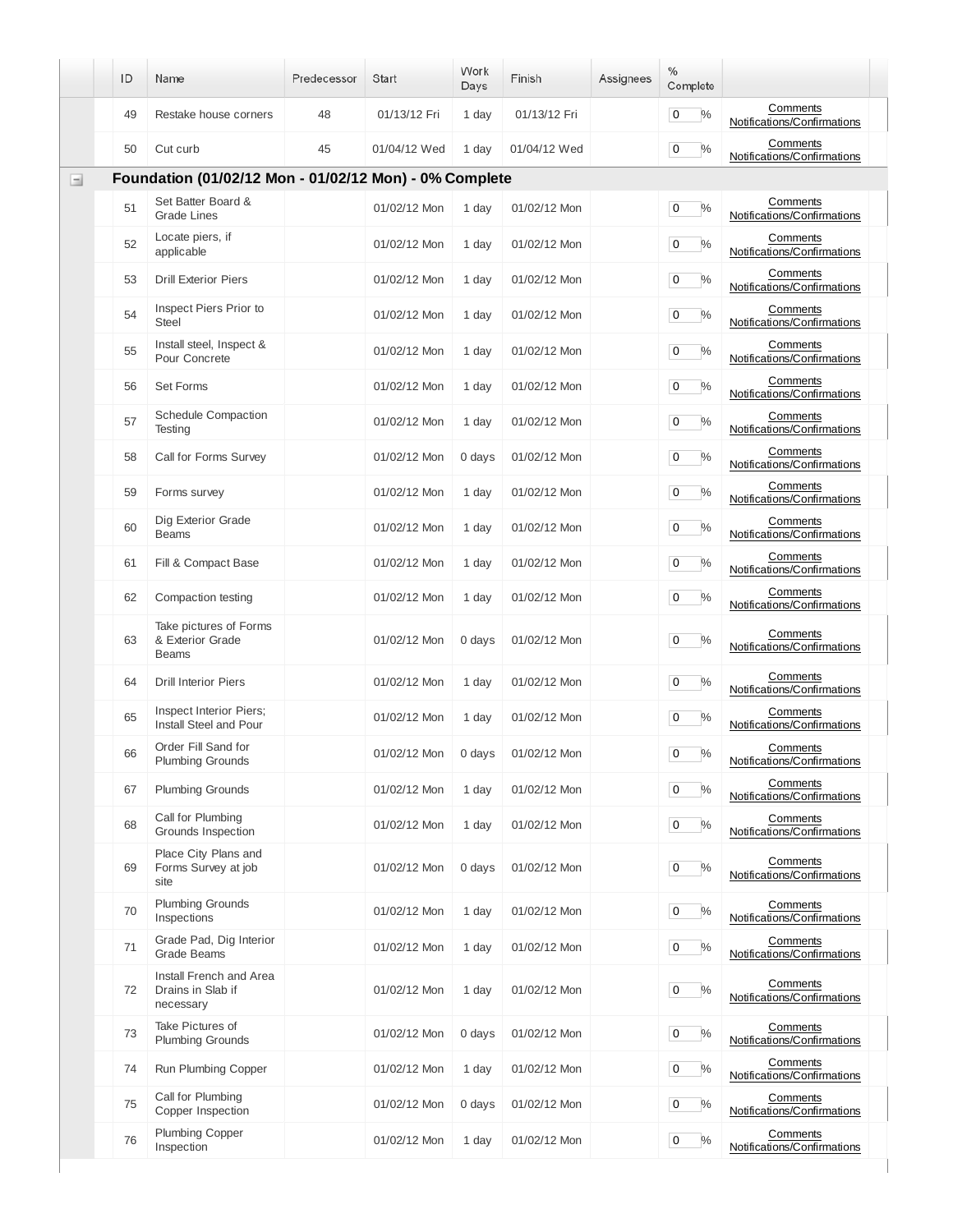| ID | Name | Predecessor | Start | Work Days | Finish | Assignees | % Complete | |
|---|---|---|---|---|---|---|---|---|
| 49 | Restake house corners | 48 | 01/13/12 Fri | 1 day | 01/13/12 Fri | | 0 % | Comments Notifications/Confirmations |
| 50 | Cut curb | 45 | 01/04/12 Wed | 1 day | 01/04/12 Wed | | 0 % | Comments Notifications/Confirmations |
| **Foundation (01/02/12 Mon - 01/02/12 Mon) - 0% Complete** | | | | | | | | |
| 51 | Set Batter Board & Grade Lines | | 01/02/12 Mon | 1 day | 01/02/12 Mon | | 0 % | Comments Notifications/Confirmations |
| 52 | Locate piers, if applicable | | 01/02/12 Mon | 1 day | 01/02/12 Mon | | 0 % | Comments Notifications/Confirmations |
| 53 | Drill Exterior Piers | | 01/02/12 Mon | 1 day | 01/02/12 Mon | | 0 % | Comments Notifications/Confirmations |
| 54 | Inspect Piers Prior to Steel | | 01/02/12 Mon | 1 day | 01/02/12 Mon | | 0 % | Comments Notifications/Confirmations |
| 55 | Install steel, Inspect & Pour Concrete | | 01/02/12 Mon | 1 day | 01/02/12 Mon | | 0 % | Comments Notifications/Confirmations |
| 56 | Set Forms | | 01/02/12 Mon | 1 day | 01/02/12 Mon | | 0 % | Comments Notifications/Confirmations |
| 57 | Schedule Compaction Testing | | 01/02/12 Mon | 1 day | 01/02/12 Mon | | 0 % | Comments Notifications/Confirmations |
| 58 | Call for Forms Survey | | 01/02/12 Mon | 0 days | 01/02/12 Mon | | 0 % | Comments Notifications/Confirmations |
| 59 | Forms survey | | 01/02/12 Mon | 1 day | 01/02/12 Mon | | 0 % | Comments Notifications/Confirmations |
| 60 | Dig Exterior Grade Beams | | 01/02/12 Mon | 1 day | 01/02/12 Mon | | 0 % | Comments Notifications/Confirmations |
| 61 | Fill & Compact Base | | 01/02/12 Mon | 1 day | 01/02/12 Mon | | 0 % | Comments Notifications/Confirmations |
| 62 | Compaction testing | | 01/02/12 Mon | 1 day | 01/02/12 Mon | | 0 % | Comments Notifications/Confirmations |
| 63 | Take pictures of Forms & Exterior Grade Beams | | 01/02/12 Mon | 0 days | 01/02/12 Mon | | 0 % | Comments Notifications/Confirmations |
| 64 | Drill Interior Piers | | 01/02/12 Mon | 1 day | 01/02/12 Mon | | 0 % | Comments Notifications/Confirmations |
| 65 | Inspect Interior Piers; Install Steel and Pour | | 01/02/12 Mon | 1 day | 01/02/12 Mon | | 0 % | Comments Notifications/Confirmations |
| 66 | Order Fill Sand for Plumbing Grounds | | 01/02/12 Mon | 0 days | 01/02/12 Mon | | 0 % | Comments Notifications/Confirmations |
| 67 | Plumbing Grounds | | 01/02/12 Mon | 1 day | 01/02/12 Mon | | 0 % | Comments Notifications/Confirmations |
| 68 | Call for Plumbing Grounds Inspection | | 01/02/12 Mon | 1 day | 01/02/12 Mon | | 0 % | Comments Notifications/Confirmations |
| 69 | Place City Plans and Forms Survey at job site | | 01/02/12 Mon | 0 days | 01/02/12 Mon | | 0 % | Comments Notifications/Confirmations |
| 70 | Plumbing Grounds Inspections | | 01/02/12 Mon | 1 day | 01/02/12 Mon | | 0 % | Comments Notifications/Confirmations |
| 71 | Grade Pad, Dig Interior Grade Beams | | 01/02/12 Mon | 1 day | 01/02/12 Mon | | 0 % | Comments Notifications/Confirmations |
| 72 | Install French and Area Drains in Slab if necessary | | 01/02/12 Mon | 1 day | 01/02/12 Mon | | 0 % | Comments Notifications/Confirmations |
| 73 | Take Pictures of Plumbing Grounds | | 01/02/12 Mon | 0 days | 01/02/12 Mon | | 0 % | Comments Notifications/Confirmations |
| 74 | Run Plumbing Copper | | 01/02/12 Mon | 1 day | 01/02/12 Mon | | 0 % | Comments Notifications/Confirmations |
| 75 | Call for Plumbing Copper Inspection | | 01/02/12 Mon | 0 days | 01/02/12 Mon | | 0 % | Comments Notifications/Confirmations |
| 76 | Plumbing Copper Inspection | | 01/02/12 Mon | 1 day | 01/02/12 Mon | | 0 % | Comments Notifications/Confirmations |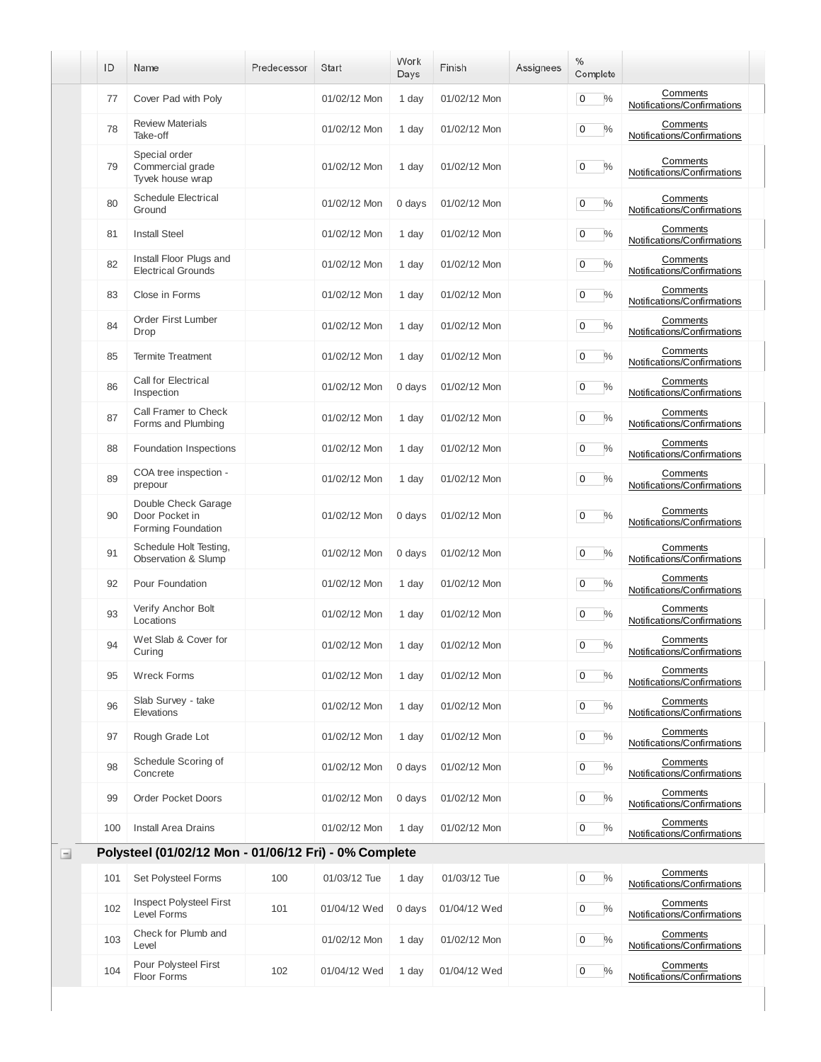| ID | Name | Predecessor | Start | Work Days | Finish | Assignees | % Complete | |
|---|---|---|---|---|---|---|---|---|
| 77 | Cover Pad with Poly | | 01/02/12 Mon | 1 day | 01/02/12 Mon | | 0 % | Comments Notifications/Confirmations |
| 78 | Review Materials Take-off | | 01/02/12 Mon | 1 day | 01/02/12 Mon | | 0 % | Comments Notifications/Confirmations |
| 79 | Special order Commercial grade Tyvek house wrap | | 01/02/12 Mon | 1 day | 01/02/12 Mon | | 0 % | Comments Notifications/Confirmations |
| 80 | Schedule Electrical Ground | | 01/02/12 Mon | 0 days | 01/02/12 Mon | | 0 % | Comments Notifications/Confirmations |
| 81 | Install Steel | | 01/02/12 Mon | 1 day | 01/02/12 Mon | | 0 % | Comments Notifications/Confirmations |
| 82 | Install Floor Plugs and Electrical Grounds | | 01/02/12 Mon | 1 day | 01/02/12 Mon | | 0 % | Comments Notifications/Confirmations |
| 83 | Close in Forms | | 01/02/12 Mon | 1 day | 01/02/12 Mon | | 0 % | Comments Notifications/Confirmations |
| 84 | Order First Lumber Drop | | 01/02/12 Mon | 1 day | 01/02/12 Mon | | 0 % | Comments Notifications/Confirmations |
| 85 | Termite Treatment | | 01/02/12 Mon | 1 day | 01/02/12 Mon | | 0 % | Comments Notifications/Confirmations |
| 86 | Call for Electrical Inspection | | 01/02/12 Mon | 0 days | 01/02/12 Mon | | 0 % | Comments Notifications/Confirmations |
| 87 | Call Framer to Check Forms and Plumbing | | 01/02/12 Mon | 1 day | 01/02/12 Mon | | 0 % | Comments Notifications/Confirmations |
| 88 | Foundation Inspections | | 01/02/12 Mon | 1 day | 01/02/12 Mon | | 0 % | Comments Notifications/Confirmations |
| 89 | COA tree inspection - prepour | | 01/02/12 Mon | 1 day | 01/02/12 Mon | | 0 % | Comments Notifications/Confirmations |
| 90 | Double Check Garage Door Pocket in Forming Foundation | | 01/02/12 Mon | 0 days | 01/02/12 Mon | | 0 % | Comments Notifications/Confirmations |
| 91 | Schedule Holt Testing, Observation & Slump | | 01/02/12 Mon | 0 days | 01/02/12 Mon | | 0 % | Comments Notifications/Confirmations |
| 92 | Pour Foundation | | 01/02/12 Mon | 1 day | 01/02/12 Mon | | 0 % | Comments Notifications/Confirmations |
| 93 | Verify Anchor Bolt Locations | | 01/02/12 Mon | 1 day | 01/02/12 Mon | | 0 % | Comments Notifications/Confirmations |
| 94 | Wet Slab & Cover for Curing | | 01/02/12 Mon | 1 day | 01/02/12 Mon | | 0 % | Comments Notifications/Confirmations |
| 95 | Wreck Forms | | 01/02/12 Mon | 1 day | 01/02/12 Mon | | 0 % | Comments Notifications/Confirmations |
| 96 | Slab Survey - take Elevations | | 01/02/12 Mon | 1 day | 01/02/12 Mon | | 0 % | Comments Notifications/Confirmations |
| 97 | Rough Grade Lot | | 01/02/12 Mon | 1 day | 01/02/12 Mon | | 0 % | Comments Notifications/Confirmations |
| 98 | Schedule Scoring of Concrete | | 01/02/12 Mon | 0 days | 01/02/12 Mon | | 0 % | Comments Notifications/Confirmations |
| 99 | Order Pocket Doors | | 01/02/12 Mon | 0 days | 01/02/12 Mon | | 0 % | Comments Notifications/Confirmations |
| 100 | Install Area Drains | | 01/02/12 Mon | 1 day | 01/02/12 Mon | | 0 % | Comments Notifications/Confirmations |
| **Polysteel (01/02/12 Mon - 01/06/12 Fri) - 0% Complete** | | | | | | | | |
| 101 | Set Polysteel Forms | 100 | 01/03/12 Tue | 1 day | 01/03/12 Tue | | 0 % | Comments Notifications/Confirmations |
| 102 | Inspect Polysteel First Level Forms | 101 | 01/04/12 Wed | 0 days | 01/04/12 Wed | | 0 % | Comments Notifications/Confirmations |
| 103 | Check for Plumb and Level | | 01/02/12 Mon | 1 day | 01/02/12 Mon | | 0 % | Comments Notifications/Confirmations |
| 104 | Pour Polysteel First Floor Forms | 102 | 01/04/12 Wed | 1 day | 01/04/12 Wed | | 0 % | Comments Notifications/Confirmations |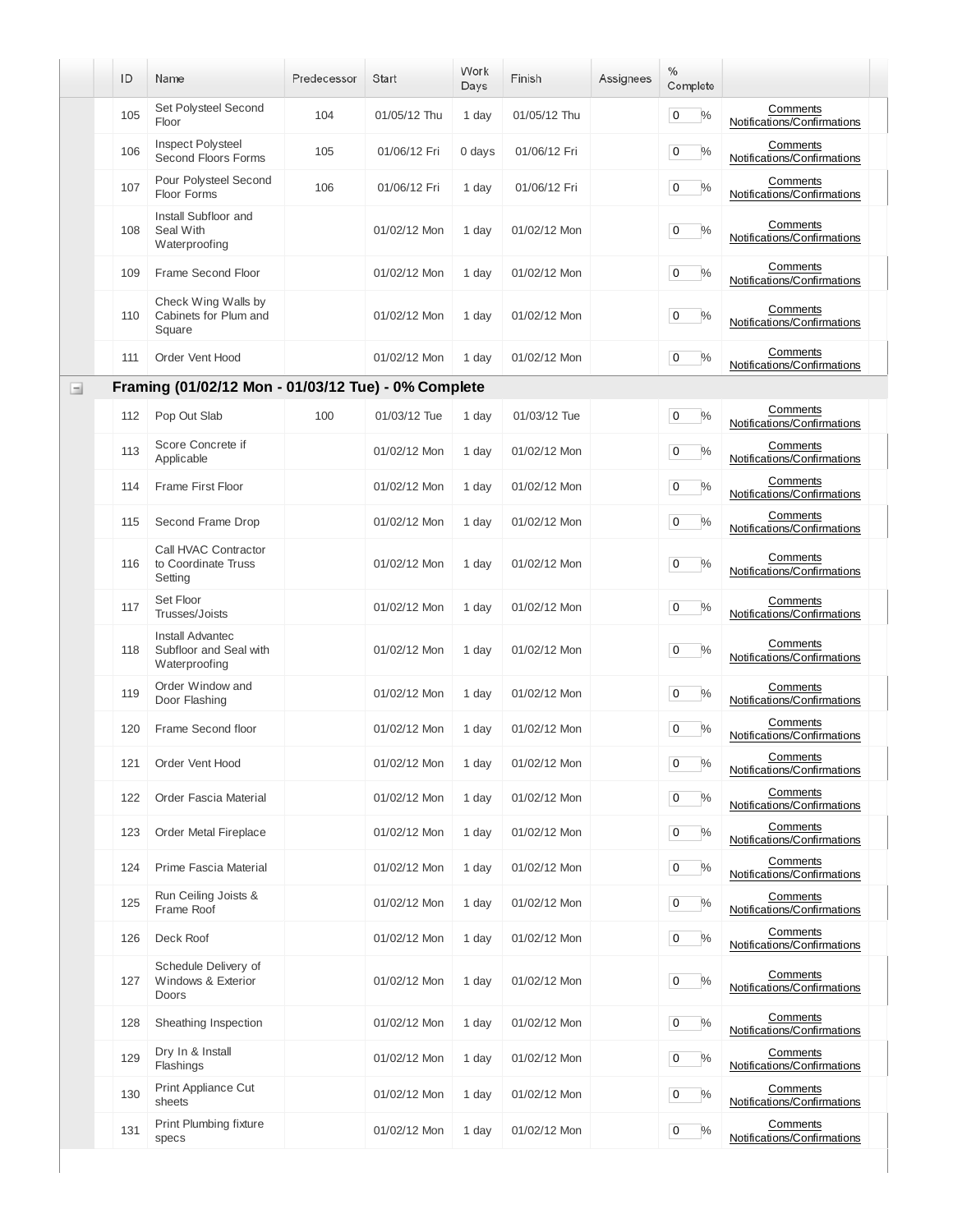| ID | Name | Predecessor | Start | Work Days | Finish | Assignees | % Complete | |
|---|---|---|---|---|---|---|---|---|
| 105 | Set Polysteel Second Floor | 104 | 01/05/12 Thu | 1 day | 01/05/12 Thu | | 0 % | Comments Notifications/Confirmations |
| 106 | Inspect Polysteel Second Floors Forms | 105 | 01/06/12 Fri | 0 days | 01/06/12 Fri | | 0 % | Comments Notifications/Confirmations |
| 107 | Pour Polysteel Second Floor Forms | 106 | 01/06/12 Fri | 1 day | 01/06/12 Fri | | 0 % | Comments Notifications/Confirmations |
| 108 | Install Subfloor and Seal With Waterproofing | | 01/02/12 Mon | 1 day | 01/02/12 Mon | | 0 % | Comments Notifications/Confirmations |
| 109 | Frame Second Floor | | 01/02/12 Mon | 1 day | 01/02/12 Mon | | 0 % | Comments Notifications/Confirmations |
| 110 | Check Wing Walls by Cabinets for Plum and Square | | 01/02/12 Mon | 1 day | 01/02/12 Mon | | 0 % | Comments Notifications/Confirmations |
| 111 | Order Vent Hood | | 01/02/12 Mon | 1 day | 01/02/12 Mon | | 0 % | Comments Notifications/Confirmations |
| **Framing (01/02/12 Mon - 01/03/12 Tue) - 0% Complete** | | | | | | | | |
| 112 | Pop Out Slab | 100 | 01/03/12 Tue | 1 day | 01/03/12 Tue | | 0 % | Comments Notifications/Confirmations |
| 113 | Score Concrete if Applicable | | 01/02/12 Mon | 1 day | 01/02/12 Mon | | 0 % | Comments Notifications/Confirmations |
| 114 | Frame First Floor | | 01/02/12 Mon | 1 day | 01/02/12 Mon | | 0 % | Comments Notifications/Confirmations |
| 115 | Second Frame Drop | | 01/02/12 Mon | 1 day | 01/02/12 Mon | | 0 % | Comments Notifications/Confirmations |
| 116 | Call HVAC Contractor to Coordinate Truss Setting | | 01/02/12 Mon | 1 day | 01/02/12 Mon | | 0 % | Comments Notifications/Confirmations |
| 117 | Set Floor Trusses/Joists | | 01/02/12 Mon | 1 day | 01/02/12 Mon | | 0 % | Comments Notifications/Confirmations |
| 118 | Install Advantec Subfloor and Seal with Waterproofing | | 01/02/12 Mon | 1 day | 01/02/12 Mon | | 0 % | Comments Notifications/Confirmations |
| 119 | Order Window and Door Flashing | | 01/02/12 Mon | 1 day | 01/02/12 Mon | | 0 % | Comments Notifications/Confirmations |
| 120 | Frame Second floor | | 01/02/12 Mon | 1 day | 01/02/12 Mon | | 0 % | Comments Notifications/Confirmations |
| 121 | Order Vent Hood | | 01/02/12 Mon | 1 day | 01/02/12 Mon | | 0 % | Comments Notifications/Confirmations |
| 122 | Order Fascia Material | | 01/02/12 Mon | 1 day | 01/02/12 Mon | | 0 % | Comments Notifications/Confirmations |
| 123 | Order Metal Fireplace | | 01/02/12 Mon | 1 day | 01/02/12 Mon | | 0 % | Comments Notifications/Confirmations |
| 124 | Prime Fascia Material | | 01/02/12 Mon | 1 day | 01/02/12 Mon | | 0 % | Comments Notifications/Confirmations |
| 125 | Run Ceiling Joists & Frame Roof | | 01/02/12 Mon | 1 day | 01/02/12 Mon | | 0 % | Comments Notifications/Confirmations |
| 126 | Deck Roof | | 01/02/12 Mon | 1 day | 01/02/12 Mon | | 0 % | Comments Notifications/Confirmations |
| 127 | Schedule Delivery of Windows & Exterior Doors | | 01/02/12 Mon | 1 day | 01/02/12 Mon | | 0 % | Comments Notifications/Confirmations |
| 128 | Sheathing Inspection | | 01/02/12 Mon | 1 day | 01/02/12 Mon | | 0 % | Comments Notifications/Confirmations |
| 129 | Dry In & Install Flashings | | 01/02/12 Mon | 1 day | 01/02/12 Mon | | 0 % | Comments Notifications/Confirmations |
| 130 | Print Appliance Cut sheets | | 01/02/12 Mon | 1 day | 01/02/12 Mon | | 0 % | Comments Notifications/Confirmations |
| 131 | Print Plumbing fixture specs | | 01/02/12 Mon | 1 day | 01/02/12 Mon | | 0 % | Comments Notifications/Confirmations |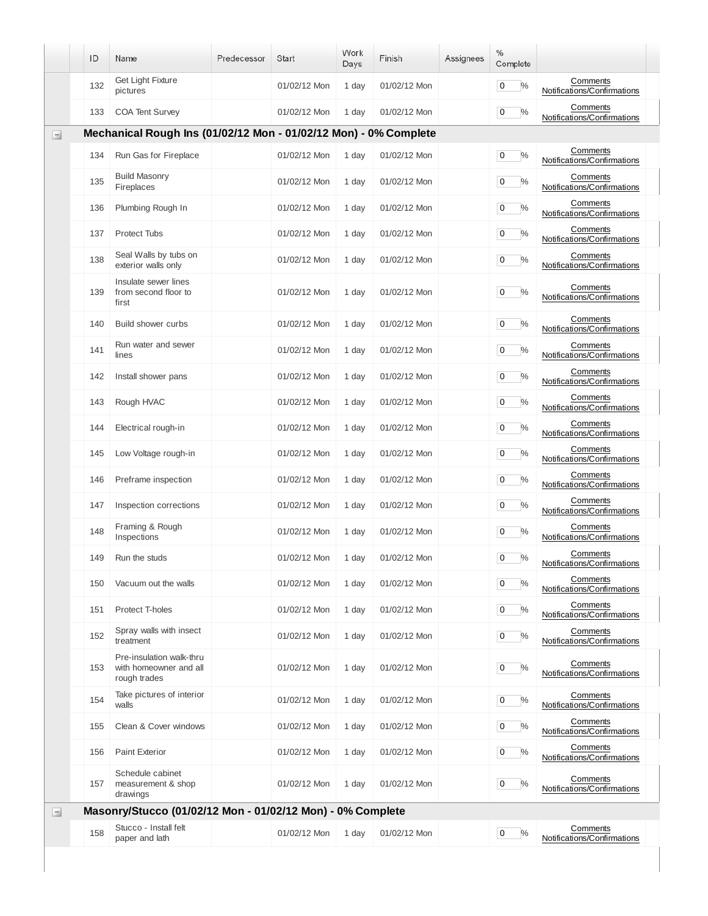| ID | Name | Predecessor | Start | Work Days | Finish | Assignees | % Complete | |
|---|---|---|---|---|---|---|---|---|
| 132 | Get Light Fixture pictures | | 01/02/12 Mon | 1 day | 01/02/12 Mon | | 0 % | Comments Notifications/Confirmations |
| 133 | COA Tent Survey | | 01/02/12 Mon | 1 day | 01/02/12 Mon | | 0 % | Comments Notifications/Confirmations |
| **Mechanical Rough Ins (01/02/12 Mon - 01/02/12 Mon) - 0% Complete** | | | | | | | | |
| 134 | Run Gas for Fireplace | | 01/02/12 Mon | 1 day | 01/02/12 Mon | | 0 % | Comments Notifications/Confirmations |
| 135 | Build Masonry Fireplaces | | 01/02/12 Mon | 1 day | 01/02/12 Mon | | 0 % | Comments Notifications/Confirmations |
| 136 | Plumbing Rough In | | 01/02/12 Mon | 1 day | 01/02/12 Mon | | 0 % | Comments Notifications/Confirmations |
| 137 | Protect Tubs | | 01/02/12 Mon | 1 day | 01/02/12 Mon | | 0 % | Comments Notifications/Confirmations |
| 138 | Seal Walls by tubs on exterior walls only | | 01/02/12 Mon | 1 day | 01/02/12 Mon | | 0 % | Comments Notifications/Confirmations |
| 139 | Insulate sewer lines from second floor to first | | 01/02/12 Mon | 1 day | 01/02/12 Mon | | 0 % | Comments Notifications/Confirmations |
| 140 | Build shower curbs | | 01/02/12 Mon | 1 day | 01/02/12 Mon | | 0 % | Comments Notifications/Confirmations |
| 141 | Run water and sewer lines | | 01/02/12 Mon | 1 day | 01/02/12 Mon | | 0 % | Comments Notifications/Confirmations |
| 142 | Install shower pans | | 01/02/12 Mon | 1 day | 01/02/12 Mon | | 0 % | Comments Notifications/Confirmations |
| 143 | Rough HVAC | | 01/02/12 Mon | 1 day | 01/02/12 Mon | | 0 % | Comments Notifications/Confirmations |
| 144 | Electrical rough-in | | 01/02/12 Mon | 1 day | 01/02/12 Mon | | 0 % | Comments Notifications/Confirmations |
| 145 | Low Voltage rough-in | | 01/02/12 Mon | 1 day | 01/02/12 Mon | | 0 % | Comments Notifications/Confirmations |
| 146 | Preframe inspection | | 01/02/12 Mon | 1 day | 01/02/12 Mon | | 0 % | Comments Notifications/Confirmations |
| 147 | Inspection corrections | | 01/02/12 Mon | 1 day | 01/02/12 Mon | | 0 % | Comments Notifications/Confirmations |
| 148 | Framing & Rough Inspections | | 01/02/12 Mon | 1 day | 01/02/12 Mon | | 0 % | Comments Notifications/Confirmations |
| 149 | Run the studs | | 01/02/12 Mon | 1 day | 01/02/12 Mon | | 0 % | Comments Notifications/Confirmations |
| 150 | Vacuum out the walls | | 01/02/12 Mon | 1 day | 01/02/12 Mon | | 0 % | Comments Notifications/Confirmations |
| 151 | Protect T-holes | | 01/02/12 Mon | 1 day | 01/02/12 Mon | | 0 % | Comments Notifications/Confirmations |
| 152 | Spray walls with insect treatment | | 01/02/12 Mon | 1 day | 01/02/12 Mon | | 0 % | Comments Notifications/Confirmations |
| 153 | Pre-insulation walk-thru with homeowner and all rough trades | | 01/02/12 Mon | 1 day | 01/02/12 Mon | | 0 % | Comments Notifications/Confirmations |
| 154 | Take pictures of interior walls | | 01/02/12 Mon | 1 day | 01/02/12 Mon | | 0 % | Comments Notifications/Confirmations |
| 155 | Clean & Cover windows | | 01/02/12 Mon | 1 day | 01/02/12 Mon | | 0 % | Comments Notifications/Confirmations |
| 156 | Paint Exterior | | 01/02/12 Mon | 1 day | 01/02/12 Mon | | 0 % | Comments Notifications/Confirmations |
| 157 | Schedule cabinet measurement & shop drawings | | 01/02/12 Mon | 1 day | 01/02/12 Mon | | 0 % | Comments Notifications/Confirmations |
| **Masonry/Stucco (01/02/12 Mon - 01/02/12 Mon) - 0% Complete** | | | | | | | | |
| 158 | Stucco - Install felt paper and lath | | 01/02/12 Mon | 1 day | 01/02/12 Mon | | 0 % | Comments Notifications/Confirmations |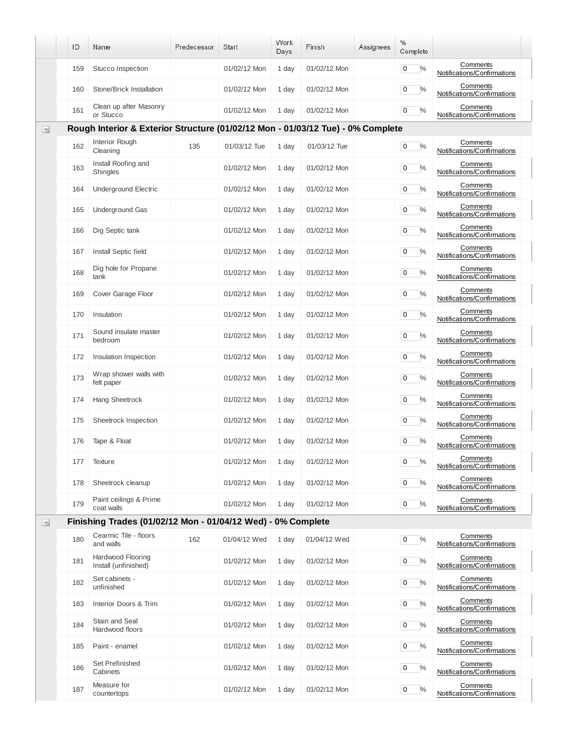| ID | Name | Predecessor | Start | Work Days | Finish | Assignees | % Complete | |
|---|---|---|---|---|---|---|---|---|
| 159 | Stucco Inspection | | 01/02/12 Mon | 1 day | 01/02/12 Mon | | 0 % | Comments Notifications/Confirmations |
| 160 | Stone/Brick Installation | | 01/02/12 Mon | 1 day | 01/02/12 Mon | | 0 % | Comments Notifications/Confirmations |
| 161 | Clean up after Masonry or Stucco | | 01/02/12 Mon | 1 day | 01/02/12 Mon | | 0 % | Comments Notifications/Confirmations |
| **Rough Interior & Exterior Structure (01/02/12 Mon - 01/03/12 Tue) - 0% Complete** | | | | | | | | |
| 162 | Interior Rough Cleaning | 135 | 01/03/12 Tue | 1 day | 01/03/12 Tue | | 0 % | Comments Notifications/Confirmations |
| 163 | Install Roofing and Shingles | | 01/02/12 Mon | 1 day | 01/02/12 Mon | | 0 % | Comments Notifications/Confirmations |
| 164 | Underground Electric | | 01/02/12 Mon | 1 day | 01/02/12 Mon | | 0 % | Comments Notifications/Confirmations |
| 165 | Underground Gas | | 01/02/12 Mon | 1 day | 01/02/12 Mon | | 0 % | Comments Notifications/Confirmations |
| 166 | Dig Septic tank | | 01/02/12 Mon | 1 day | 01/02/12 Mon | | 0 % | Comments Notifications/Confirmations |
| 167 | Install Septic field | | 01/02/12 Mon | 1 day | 01/02/12 Mon | | 0 % | Comments Notifications/Confirmations |
| 168 | Dig hole for Propane tank | | 01/02/12 Mon | 1 day | 01/02/12 Mon | | 0 % | Comments Notifications/Confirmations |
| 169 | Cover Garage Floor | | 01/02/12 Mon | 1 day | 01/02/12 Mon | | 0 % | Comments Notifications/Confirmations |
| 170 | Insulation | | 01/02/12 Mon | 1 day | 01/02/12 Mon | | 0 % | Comments Notifications/Confirmations |
| 171 | Sound insulate master bedroom | | 01/02/12 Mon | 1 day | 01/02/12 Mon | | 0 % | Comments Notifications/Confirmations |
| 172 | Insulation Inspection | | 01/02/12 Mon | 1 day | 01/02/12 Mon | | 0 % | Comments Notifications/Confirmations |
| 173 | Wrap shower walls with felt paper | | 01/02/12 Mon | 1 day | 01/02/12 Mon | | 0 % | Comments Notifications/Confirmations |
| 174 | Hang Sheetrock | | 01/02/12 Mon | 1 day | 01/02/12 Mon | | 0 % | Comments Notifications/Confirmations |
| 175 | Sheetrock Inspection | | 01/02/12 Mon | 1 day | 01/02/12 Mon | | 0 % | Comments Notifications/Confirmations |
| 176 | Tape & Float | | 01/02/12 Mon | 1 day | 01/02/12 Mon | | 0 % | Comments Notifications/Confirmations |
| 177 | Texture | | 01/02/12 Mon | 1 day | 01/02/12 Mon | | 0 % | Comments Notifications/Confirmations |
| 178 | Sheetrock cleanup | | 01/02/12 Mon | 1 day | 01/02/12 Mon | | 0 % | Comments Notifications/Confirmations |
| 179 | Paint ceilings & Prime coat walls | | 01/02/12 Mon | 1 day | 01/02/12 Mon | | 0 % | Comments Notifications/Confirmations |
| **Finishing Trades (01/02/12 Mon - 01/04/12 Wed) - 0% Complete** | | | | | | | | |
| 180 | Cearmic Tile - floors and walls | 162 | 01/04/12 Wed | 1 day | 01/04/12 Wed | | 0 % | Comments Notifications/Confirmations |
| 181 | Hardwood Flooring Install (unfinished) | | 01/02/12 Mon | 1 day | 01/02/12 Mon | | 0 % | Comments Notifications/Confirmations |
| 182 | Set cabinets - unfinished | | 01/02/12 Mon | 1 day | 01/02/12 Mon | | 0 % | Comments Notifications/Confirmations |
| 183 | Interior Doors & Trim | | 01/02/12 Mon | 1 day | 01/02/12 Mon | | 0 % | Comments Notifications/Confirmations |
| 184 | Stain and Seal Hardwood floors | | 01/02/12 Mon | 1 day | 01/02/12 Mon | | 0 % | Comments Notifications/Confirmations |
| 185 | Paint - enamel | | 01/02/12 Mon | 1 day | 01/02/12 Mon | | 0 % | Comments Notifications/Confirmations |
| 186 | Set Prefinished Cabinets | | 01/02/12 Mon | 1 day | 01/02/12 Mon | | 0 % | Comments Notifications/Confirmations |
| 187 | Measure for countertops | | 01/02/12 Mon | 1 day | 01/02/12 Mon | | 0 % | Comments Notifications/Confirmations |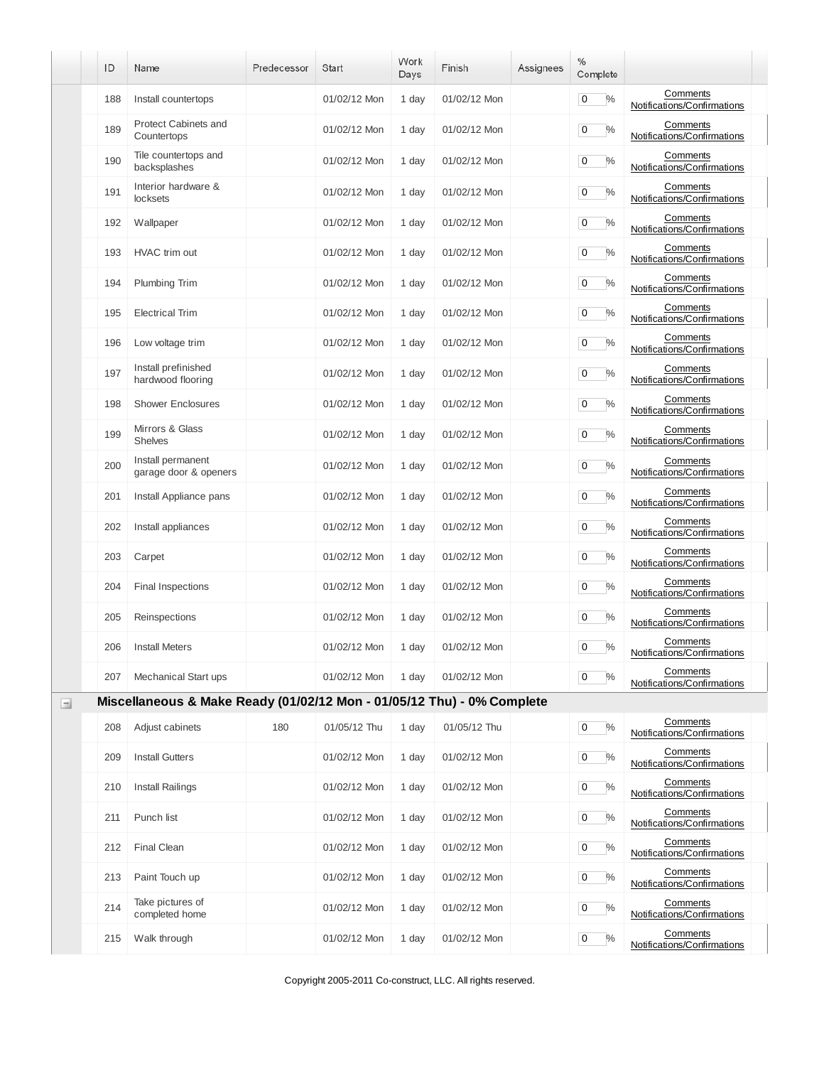| ID | Name | Predecessor | Start | Work Days | Finish | Assignees | % Complete | |
|---|---|---|---|---|---|---|---|---|
| 188 | Install countertops | | 01/02/12 Mon | 1 day | 01/02/12 Mon | | 0 % | Comments Notifications/Confirmations |
| 189 | Protect Cabinets and Countertops | | 01/02/12 Mon | 1 day | 01/02/12 Mon | | 0 % | Comments Notifications/Confirmations |
| 190 | Tile countertops and backsplashes | | 01/02/12 Mon | 1 day | 01/02/12 Mon | | 0 % | Comments Notifications/Confirmations |
| 191 | Interior hardware & locksets | | 01/02/12 Mon | 1 day | 01/02/12 Mon | | 0 % | Comments Notifications/Confirmations |
| 192 | Wallpaper | | 01/02/12 Mon | 1 day | 01/02/12 Mon | | 0 % | Comments Notifications/Confirmations |
| 193 | HVAC trim out | | 01/02/12 Mon | 1 day | 01/02/12 Mon | | 0 % | Comments Notifications/Confirmations |
| 194 | Plumbing Trim | | 01/02/12 Mon | 1 day | 01/02/12 Mon | | 0 % | Comments Notifications/Confirmations |
| 195 | Electrical Trim | | 01/02/12 Mon | 1 day | 01/02/12 Mon | | 0 % | Comments Notifications/Confirmations |
| 196 | Low voltage trim | | 01/02/12 Mon | 1 day | 01/02/12 Mon | | 0 % | Comments Notifications/Confirmations |
| 197 | Install prefinished hardwood flooring | | 01/02/12 Mon | 1 day | 01/02/12 Mon | | 0 % | Comments Notifications/Confirmations |
| 198 | Shower Enclosures | | 01/02/12 Mon | 1 day | 01/02/12 Mon | | 0 % | Comments Notifications/Confirmations |
| 199 | Mirrors & Glass Shelves | | 01/02/12 Mon | 1 day | 01/02/12 Mon | | 0 % | Comments Notifications/Confirmations |
| 200 | Install permanent garage door & openers | | 01/02/12 Mon | 1 day | 01/02/12 Mon | | 0 % | Comments Notifications/Confirmations |
| 201 | Install Appliance pans | | 01/02/12 Mon | 1 day | 01/02/12 Mon | | 0 % | Comments Notifications/Confirmations |
| 202 | Install appliances | | 01/02/12 Mon | 1 day | 01/02/12 Mon | | 0 % | Comments Notifications/Confirmations |
| 203 | Carpet | | 01/02/12 Mon | 1 day | 01/02/12 Mon | | 0 % | Comments Notifications/Confirmations |
| 204 | Final Inspections | | 01/02/12 Mon | 1 day | 01/02/12 Mon | | 0 % | Comments Notifications/Confirmations |
| 205 | Reinspections | | 01/02/12 Mon | 1 day | 01/02/12 Mon | | 0 % | Comments Notifications/Confirmations |
| 206 | Install Meters | | 01/02/12 Mon | 1 day | 01/02/12 Mon | | 0 % | Comments Notifications/Confirmations |
| 207 | Mechanical Start ups | | 01/02/12 Mon | 1 day | 01/02/12 Mon | | 0 % | Comments Notifications/Confirmations |
| **Miscellaneous & Make Ready (01/02/12 Mon - 01/05/12 Thu) - 0% Complete** | | | | | | | | |
| 208 | Adjust cabinets | 180 | 01/05/12 Thu | 1 day | 01/05/12 Thu | | 0 % | Comments Notifications/Confirmations |
| 209 | Install Gutters | | 01/02/12 Mon | 1 day | 01/02/12 Mon | | 0 % | Comments Notifications/Confirmations |
| 210 | Install Railings | | 01/02/12 Mon | 1 day | 01/02/12 Mon | | 0 % | Comments Notifications/Confirmations |
| 211 | Punch list | | 01/02/12 Mon | 1 day | 01/02/12 Mon | | 0 % | Comments Notifications/Confirmations |
| 212 | Final Clean | | 01/02/12 Mon | 1 day | 01/02/12 Mon | | 0 % | Comments Notifications/Confirmations |
| 213 | Paint Touch up | | 01/02/12 Mon | 1 day | 01/02/12 Mon | | 0 % | Comments Notifications/Confirmations |
| 214 | Take pictures of completed home | | 01/02/12 Mon | 1 day | 01/02/12 Mon | | 0 % | Comments Notifications/Confirmations |
| 215 | Walk through | | 01/02/12 Mon | 1 day | 01/02/12 Mon | | 0 % | Comments Notifications/Confirmations |

Copyright 2005-2011 Co-construct, LLC. All rights reserved.